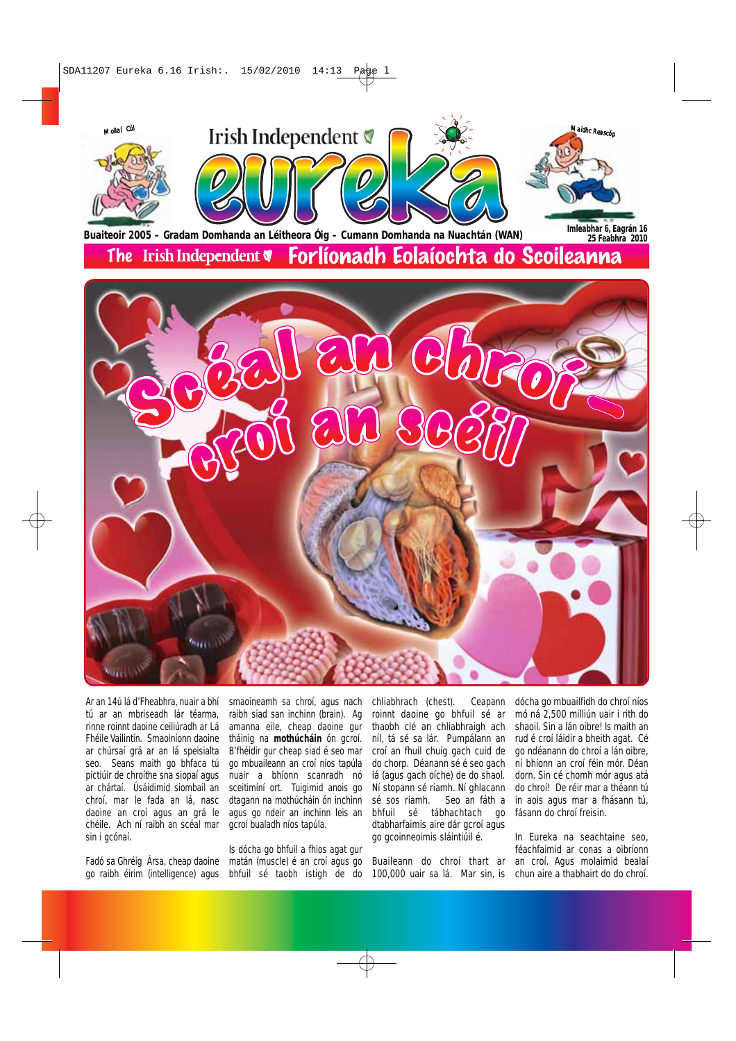Buaiteoir 2005 – Gradam Domhanda an Léitheora Óig – Cumann Domhanda na Nuachtán (WAN)

Imleabhar 6, Eagrán 16
25 Feabhra 2010

The Irish Independent Forlíonadh Eolaíochta do Scoileanna

# Scéal an chroí – croí an scéil

Ar an 14ú lá d'Fheabhra, nuair a bhí tú ar an mbriseadh lár téarma, rinne roinnt daoine ceiliúradh ar Lá Fhéile Vailintín. Smaoiníonn daoine ar chúrsaí grá ar an lá speisialta seo. Seans maith go bhfaca tú pictiúir de chroíthe sna siopaí agus ar chártaí. Úsáidimid siombail an chroí, mar le fada an lá, nasc daoine an croí agus an grá le chéile. Ach ní raibh an scéal mar sin i gcónaí.

Fadó sa Ghréig Ársa, cheap daoine go raibh éirim (intelligence) agus smaoineamh sa chroí, agus nach raibh siad san inchinn (brain). Ag amanna eile, cheap daoine gur tháinig na **mothúcháin** ón gcroí. B'fhéidir gur cheap siad é seo mar go mbuaileann an croí níos tapúla nuair a bhíonn scanradh nó sceitimíní ort. Tuigimid anois go dtagann na mothúcháin ón inchinn agus go ndeir an inchinn leis an gcroí bualadh níos tapúla.

Is dócha go bhfuil a fhios agat gur matán (muscle) é an croí agus go bhfuil sé taobh istigh de do chliabhrach (chest). Ceapann roinnt daoine go bhfuil sé ar thaobh clé an chliabhraigh ach níl, tá sé sa lár. Pumpálann an croí an fhuil chuig gach cuid de do chorp. Déanann sé é seo gach lá (agus gach oíche) de do shaol. Ní stopann sé riamh. Ní ghlacann sé sos riamh. Seo an fáth a bhfuil sé tábhachtach go dtabharfaimis aire dár gcroí agus go gcoinneoimis sláintiúil é.

Buaileann do chroí thart ar 100,000 uair sa lá. Mar sin, is dócha go mbuailfidh do chroí níos mó ná 2,500 milliún uair i rith do shaoil. Sin a lán oibre! Is maith an rud é croí láidir a bheith agat. Cé go ndéanann do chroí a lán oibre, ní bhíonn an croí féin mór. Déan dorn. Sin cé chomh mór agus atá do chroí! De réir mar a théann tú in aois agus mar a fhásann tú, fásann do chroí freisin.

In Eureka na seachtaine seo, féachfaimid ar conas a oibríonn an croí. Agus molaimid bealaí chun aire a thabhairt do do chroí.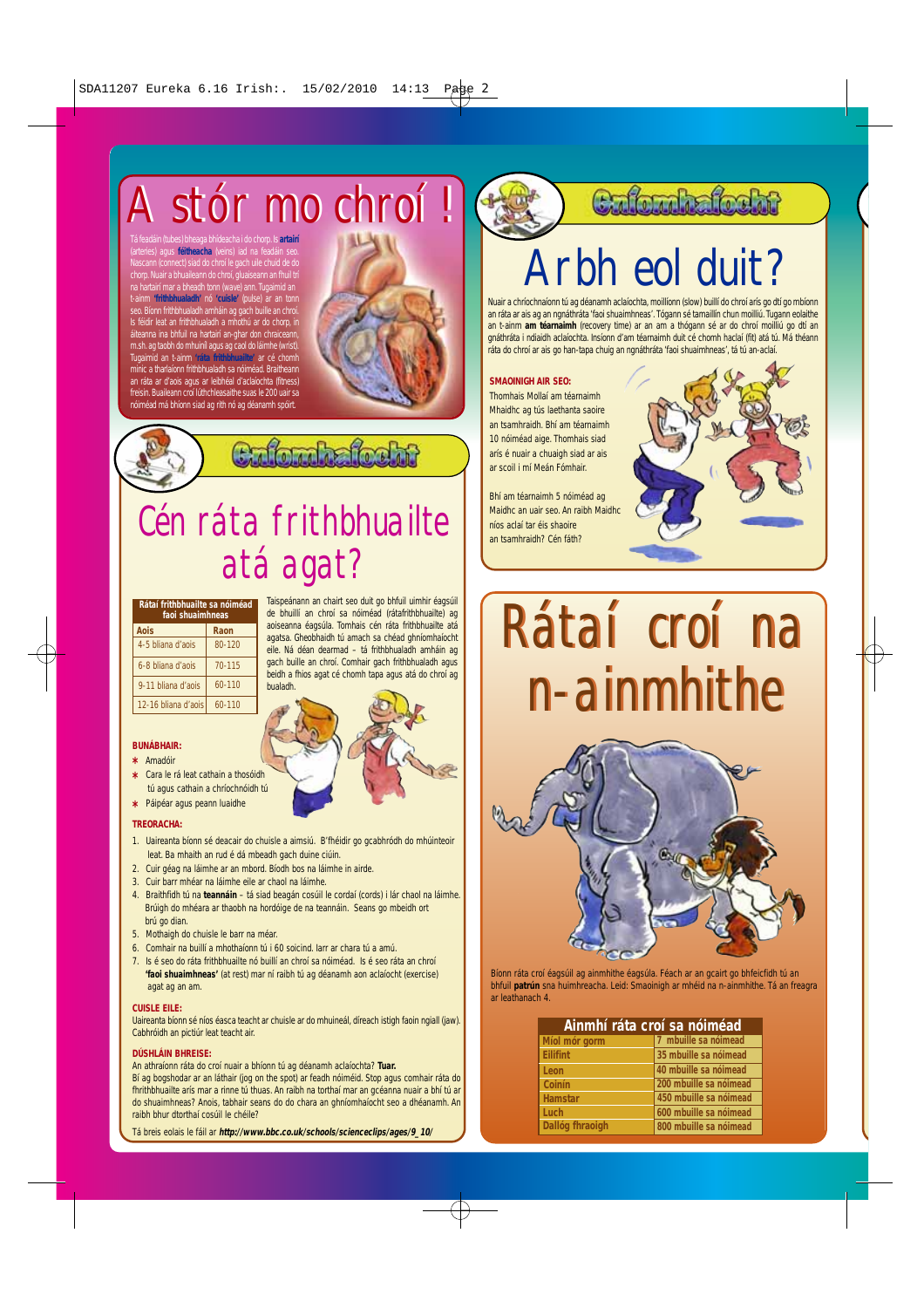# A stór mo chroí !

Tá feadáin (tubes) bheaga bhídeacha i do chorp. Is **artairí** (arteries) agus **féitheacha** (veins) iad na feadáin seo. Nascann (connect) siad do chroí le gach uile chuid de do chorp. Nuair a bhuaileann do chroí, gluaiseann an fhuil trí na hartairí mar a bheadh tonn (wave) ann. Tugaimid an t-ainm **'frithbhualadh'** nó **'cuisle'** (pulse) ar an tonn seo. Bíonn frithbhualadh amháin ag gach buille an chroí. Is féidir leat an frithbhualadh a mhothú ar do chorp, in áiteanna ina bhfuil na hartairí an-ghar don chraiceann, m.sh. ag taobh do mhuiníl agus ag caol do láimhe (wrist). Tugaimid an t-ainm **'ráta frithbhuailte'** ar cé chomh minic a tharlaíonn frithbhualadh sa nóiméad. Braitheann an ráta ar d'aois agus ar leibhéal d'aclaíochta (fitness) freisin. Buaileann croí lúthchleasaithe suas le 200 uair sa nóiméad má bhíonn siad ag rith nó ag déanamh spóirt.

## Gníomhaíocht

# Cén ráta frithbhuailte atá agat?

| Rátaí frithbhuailte sa nóiméad faoi shuaimhneas | |
|---|---|
| **Aois** | **Raon** |
| 4-5 bliana d'aois | 80-120 |
| 6-8 bliana d'aois | 70-115 |
| 9-11 bliana d'aois | 60-110 |
| 12-16 bliana d'aois | 60-110 |

Taispeánann an chairt seo duit go bhfuil uimhir éagsúil de bhuillí an chroí sa nóiméad (rátafrithbhuailte) ag aoiseanna éagsúla. Tomhais cén ráta frithbhuailte atá agatsa. Gheobhaidh tú amach sa chéad ghníomhaíocht eile. Ná déan dearmad – tá frithbhualadh amháin ag gach buille an chroí. Comhair gach frithbhualadh agus beidh a fhios agat cé chomh tapa agus atá do chroí ag bualadh.

**BUNÁBHAIR:**

- Amadóir
- Cara le rá leat cathain a thosóidh tú agus cathain a chríochnóidh tú
- Páipéar agus peann luaidhe

**TREORACHA:**

1. Uaireanta bíonn sé deacair do chuisle a aimsiú. B'fhéidir go gcabhródh do mhúinteoir leat. Ba mhaith an rud é dá mbeadh gach duine ciúin.
2. Cuir géag na láimhe ar an mbord. Bíodh bos na láimhe in airde.
3. Cuir barr méar na láimhe eile ar chaol na láimhe.
4. Braithfidh tú na **teannáin** – tá siad beagán cosúil le cordaí (cords) i lár chaol na láimhe. Brúigh do mhéara ar thaobh na hordóige de na teannáin. Seans go mbeidh ort brú go dian.
5. Mothaigh do chuisle le barr na méar.
6. Comhair na buillí a mhothaíonn tú i 60 soicind. Iarr ar chara tú a amú.
7. Is é seo do ráta frithbhuailte nó buillí an chroí sa nóiméad. Is é seo ráta an chroí **'faoi shuaimhneas'** (at rest) mar ní raibh tú ag déanamh aon aclaíocht (exercise) agat ag an am.

**CUISLE EILE:**

Uaireanta bíonn sé níos éasca teacht ar chuisle ar do mhuineál, díreach istigh faoin ngiall (jaw). Cabhróidh an pictiúr leat teacht air.

**DÚSHLÁIN BHREISE:**

An athraíonn ráta do chroí nuair a bhíonn tú ag déanamh aclaíochta? **Tuar.**

Bí ag bogshodar ar an láthair (jog on the spot) ar feadh nóiméid. Stop agus comhair ráta do fhrithbhuailte arís mar a rinne tú thuas. An raibh na torthaí mar an gcéanna nuair a bhí tú ar do shuaimhneas? Anois, tabhair seans do do chara an ghníomhaíocht seo a dhéanamh. An raibh bhur dtorthaí cosúil le chéile?

Tá breis eolais le fáil ar ***http://www.bbc.co.uk/schools/scienceclips/ages/9_10/***

## Gníomhaíocht

# Arbh eol duit?

Nuair a chríochnaíonn tú ag déanamh aclaíochta, moillíonn (slow) buillí do chroí arís go dtí go mbíonn an ráta ar ais ag an ngnáthráta 'faoi shuaimhneas'. Tógann sé tamaillín chun moilliú. Tugann eolaithe an t-ainm **am téarnaimh** (recovery time) ar an am a thógann sé ar do chroí moilliú go dtí an gnáthráta i ndiaidh aclaíochta. Insíonn d'am téarnaimh duit cé chomh haclaí (fit) atá tú. Má théann ráta do chroí ar ais go han-tapa chuig an ngnáthráta 'faoi shuaimhneas', tá tú an-aclaí.

**SMAOINIGH AIR SEO:**

Thomhais Mollaí am téarnaimh Mhaidhc ag tús laethanta saoire an tsamhraidh. Bhí am téarnaimh 10 nóiméad aige. Thomhais siad arís é nuair a chuaigh siad ar ais ar scoil i mí Meán Fómhair.

Bhí am téarnaimh 5 nóiméad ag Maidhc an uair seo. An raibh Maidhc níos aclaí tar éis shaoire an tsamhraidh? Cén fáth?

# Rátaí croí na n-ainmhithe

Bíonn ráta croí éagsúil ag ainmhithe éagsúla. Féach ar an gcairt go bhfeicfidh tú an bhfuil **patrún** sna huimhreacha. Leid: Smaoinigh ar mhéid na n-ainmhithe. Tá an freagra ar leathanach 4.

| Ainmhí | ráta croí sa nóiméad |
|---|---|
| Míol mór gorm | 7 mbuille sa nóiméad |
| Eilifint | 35 mbuille sa nóiméad |
| Leon | 40 mbuille sa nóiméad |
| Coinín | 200 mbuille sa nóiméad |
| Hamstar | 450 mbuille sa nóiméad |
| Luch | 600 mbuille sa nóiméad |
| Dallóg fhraoigh | 800 mbuille sa nóiméad |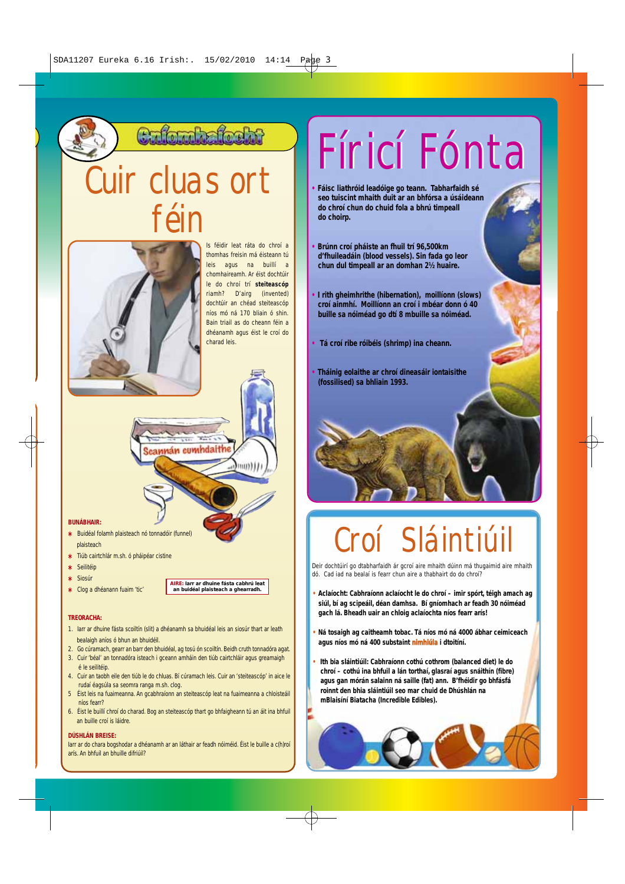## Gníomhaíocht

# Cuir cluas ort féin

Is féidir leat ráta do chroí a thomhas freisin má éisteann tú leis agus na buillí a chomhaireamh. Ar éist dochtúir le do chroí trí **steiteascóp** riamh? D'airg (invented) dochtúir an chéad steiteascóp níos mó ná 170 bliain ó shin. Bain triail as do cheann féin a dhéanamh agus éist le croí do charad leis.

Scannán cumhdaithe

**BUNÁBHAIR:**

- Buidéal folamh plaisteach nó tonnadóir (funnel) plaisteach
- Tiúb cairtchlár m.sh. ó pháipéar cistine
- Seilitéip
- Siosúr
- Clog a dhéanann fuaim 'tic'

**AIRE: Iarr ar dhuine fásta cabhrú leat an buidéal plaisteach a ghearradh.**

**TREORACHA:**

1. Iarr ar dhuine fásta scoiltín (slit) a dhéanamh sa bhuidéal leis an siosúr thart ar leath bealaigh aníos ó bhun an bhuidéil.
2. Go cúramach, gearr an barr den bhuidéal, ag tosú ón scoiltín. Beidh cruth tonnadóra agat.
3. Cuir 'béal' an tonnadóra isteach i gceann amháin den tiúb cairtchláir agus greamaigh é le seilitéip.
4. Cuir an taobh eile den tiúb le do chluas. Bí cúramach leis. Cuir an 'steiteascóp' in aice le rudaí éagsúla sa seomra ranga m.sh. clog.
5. Éist leis na fuaimeanna. An gcabhraíonn an steiteascóp leat na fuaimeanna a chloisteáil níos fearr?
6. Éist le buillí chroí do charad. Bog an steiteascóp thart go bhfaigheann tú an áit ina bhfuil an buille croí is láidre.

**DÚSHLÁN BREISE:**

Iarr ar do chara bogshodar a dhéanamh ar an láthair ar feadh nóiméid. Éist le buille a c(h)roí arís. An bhfuil an bhuille difriúil?

# Fíricí Fónta

- **Fáisc liathróid leadóige go teann. Tabharfaidh sé seo tuiscint mhaith duit ar an bhfórsa a úsáideann do chroí chun do chuid fola a bhrú timpeall do choirp.**
- **Brúnn croí pháiste an fhuil trí 96,500km d'fhuileadáin (blood vessels). Sin fada go leor chun dul timpeall ar an domhan 2½ huaire.**
- **I rith gheimhrithe (hibernation), moillíonn (slows) croí ainmhí. Moillíonn an croí i mbéar donn ó 40 buille sa nóiméad go dtí 8 mbuille sa nóiméad.**
- **Tá croí ribe róibéis (shrimp) ina cheann.**
- **Tháinig eolaithe ar chroí dineasáir iontaisithe (fossilised) sa bhliain 1993.**

# Croí Sláintiúil

Deir dochtúirí go dtabharfaidh ár gcroí aire mhaith dúinn má thugaimid aire mhaith dó. Cad iad na bealaí is fearr chun aire a thabhairt do do chroí?

- **Aclaíocht: Cabhraíonn aclaíocht le do chroí – imir spórt, téigh amach ag siúl, bí ag scipeáil, déan damhsa. Bí gníomhach ar feadh 30 nóiméad gach lá. Bheadh uair an chloig aclaíochta níos fearr arís!**
- **Ná tosaigh ag caitheamh tobac. Tá níos mó ná 4000 ábhar ceimiceach agus níos mó ná 400 substaint nimhiúla i dtoitíní.**
- **Ith bia sláintiúil: Cabhraíonn cothú cothrom (balanced diet) le do chroí – cothú ina bhfuil a lán torthaí, glasraí agus snáithín (fibre) agus gan mórán salainn ná saille (fat) ann. B'fhéidir go bhfásfá roinnt den bhia sláintiúil seo mar chuid de Dhúshlán na mBlaisíní Biatacha (Incredible Edibles).**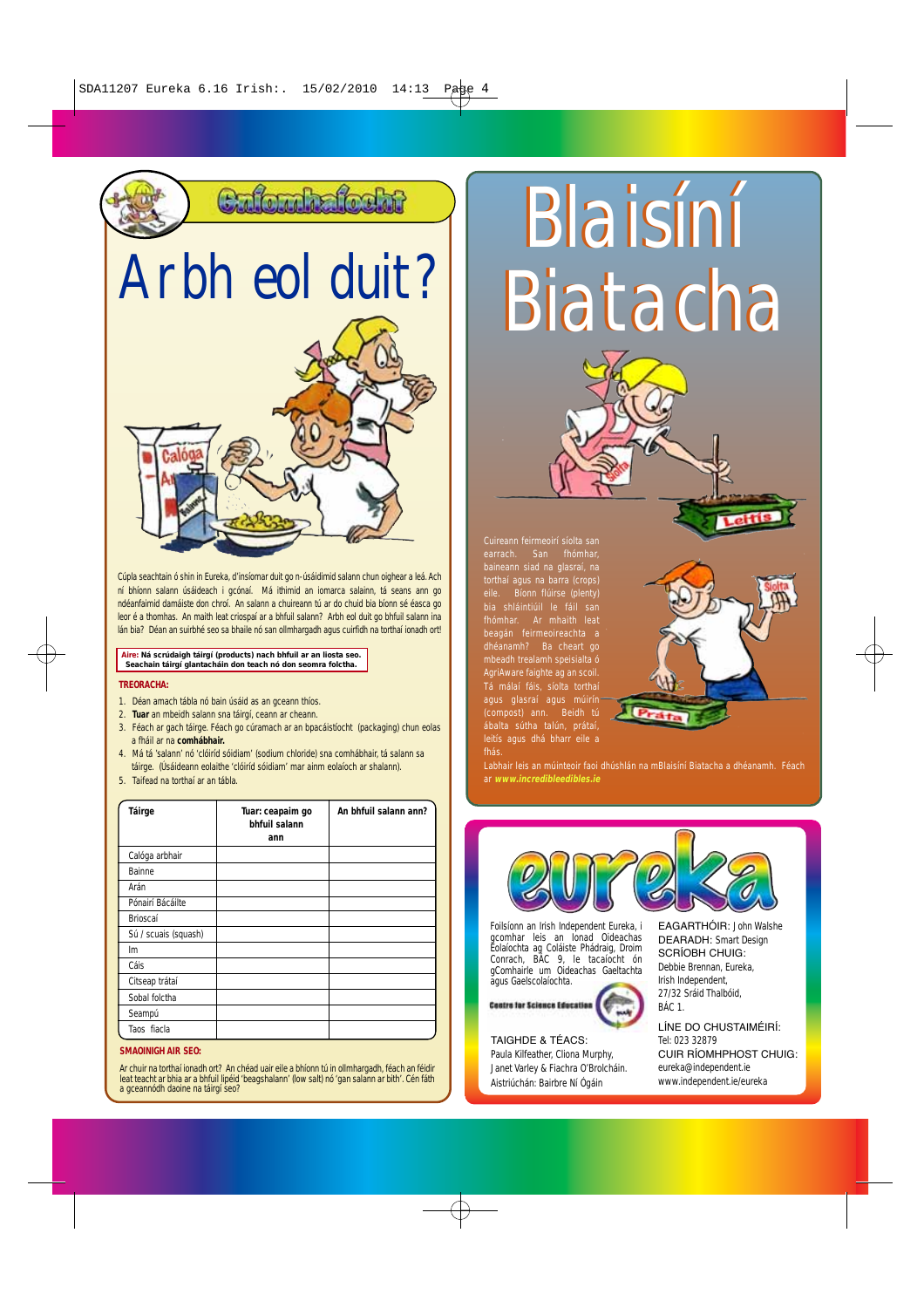## Gníomhaíocht

# Arbh eol duit?

Cúpla seachtain ó shin in Eureka, d'insíomar duit go n-úsáidimid salann chun oighear a leá. Ach ní bhíonn salann úsáideach i gcónaí. Má ithimid an iomarca salainn, tá seans ann go ndéanfaimid damáiste don chroí. An salann a chuireann tú ar do chuid bia bíonn sé éasca go leor é a thomhas. An maith leat criospaí ar a bhfuil salann? Arbh eol duit go bhfuil salann ina lán bia? Déan an suirbhé seo sa bhaile nó san ollmhargadh agus cuirfidh na torthaí ionadh ort!

**Aire: Ná scrúdaigh táirgí (products) nach bhfuil ar an liosta seo. Seachain táirgí glantacháin don teach nó don seomra folctha.**

### TREORACHA:

1. Déan amach tábla nó bain úsáid as an gceann thíos.
2. **Tuar** an mbeidh salann sna táirgí, ceann ar cheann.
3. Féach ar gach táirge. Féach go cúramach ar an bpacáistíocht (packaging) chun eolas a fháil ar na **comhábhair.**
4. Má tá 'salann' nó 'clóiríd sóidiam' (sodium chloride) sna comhábhair, tá salann sa táirge. (Úsáideann eolaithe 'clóiríd sóidiam' mar ainm eolaíoch ar shalann).
5. Taifead na torthaí ar an tábla.

| Táirge | Tuar: ceapaim go bhfuil salann ann | An bhfuil salann ann? |
|---|---|---|
| Calóga arbhair | | |
| Bainne | | |
| Arán | | |
| Pónairí Bácáilte | | |
| Brioscaí | | |
| Sú / scuais (squash) | | |
| Im | | |
| Cáis | | |
| Citseap trátaí | | |
| Sobal folctha | | |
| Seampú | | |
| Taos fiacla | | |

### SMAOINIGH AIR SEO:

Ar chuir na torthaí ionadh ort? An chéad uair eile a bhíonn tú in ollmhargadh, féach an féidir leat teacht ar bhia ar a bhfuil lipéid 'beagshalann' (low salt) nó 'gan salann ar bith'. Cén fáth a gceannódh daoine na táirgí seo?

# Blaisíní Biatacha

Cuireann feirmeoirí síolta san earrach. San fhómhar, baineann siad na glasraí, na torthaí agus na barra (crops) eile. Bíonn flúirse (plenty) bia shláintiúil le fáil san fhómhar. Ar mhaith leat beagán feirmeoireachta a dhéanamh? Ba cheart go mbeadh trealamh speisialta ó AgriAware faighte ag an scoil. Tá málaí fáis, síolta torthaí agus glasraí agus múirín (compost) ann. Beidh tú ábalta sútha talún, prátaí, leitís agus dhá bharr eile a fhás.

Labhair leis an múinteoir faoi dhúshlán na mBlaisíní Biatacha a dhéanamh. Féach ar ***www.incredibleedibles.ie***

## eureka

Foilsíonn an Irish Independent Eureka, i gcomhar leis an Ionad Oideachas Eolaíochta ag Coláiste Phádraig, Droim Conrach, BÁC 9, le tacaíocht ón gComhairle um Oideachas Gaeltachta agus Gaelscolaíochta.

Centre for Science Education

TAIGHDE & TÉACS:
Paula Kilfeather, Clíona Murphy, Janet Varley & Fiachra O'Brolcháin.
Aistriúchán: Bairbre Ní Ógáin

EAGARTHÓIR: John Walshe
DEARADH: Smart Design
SCRÍOBH CHUIG:
Debbie Brennan, Eureka, Irish Independent, 27/32 Sráid Thalbóid, BÁC 1.

LÍNE DO CHUSTAIMÉIRÍ:
Tel: 023 32879
CUIR RÍOMHPHOST CHUIG:
eureka@independent.ie
www.independent.ie/eureka